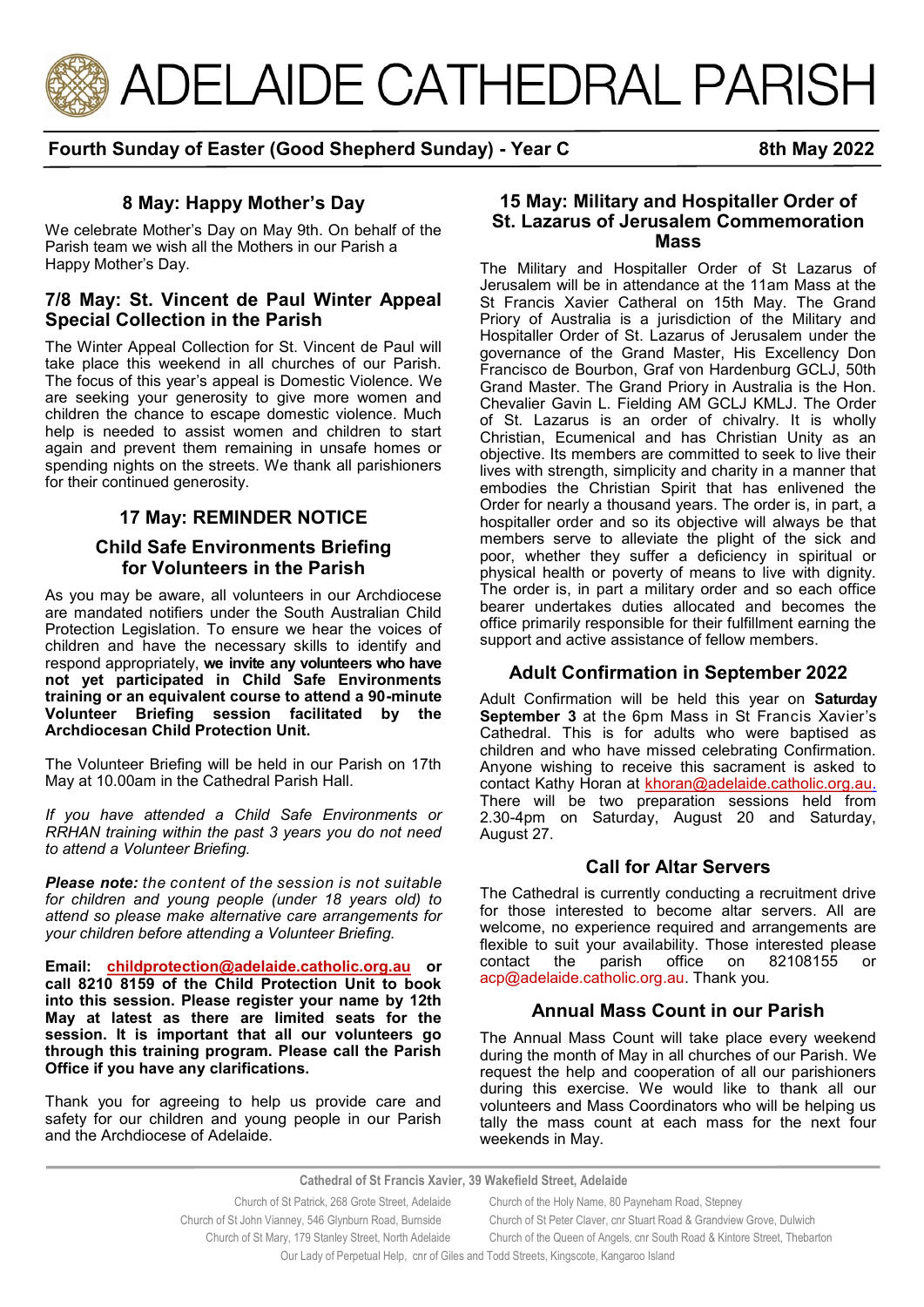# ADELAIDE CATHEDRAL PARISH

**Fourth Sunday of Easter (Good Shepherd Sunday) - Year C** **8th May 2022**

## 8 May: Happy Mother's Day

We celebrate Mother's Day on May 9th. On behalf of the Parish team we wish all the Mothers in our Parish a Happy Mother's Day.

## 7/8 May: St. Vincent de Paul Winter Appeal Special Collection in the Parish

The Winter Appeal Collection for St. Vincent de Paul will take place this weekend in all churches of our Parish. The focus of this year's appeal is Domestic Violence. We are seeking your generosity to give more women and children the chance to escape domestic violence. Much help is needed to assist women and children to start again and prevent them remaining in unsafe homes or spending nights on the streets. We thank all parishioners for their continued generosity.

## 17 May: REMINDER NOTICE

### Child Safe Environments Briefing for Volunteers in the Parish

As you may be aware, all volunteers in our Archdiocese are mandated notifiers under the South Australian Child Protection Legislation. To ensure we hear the voices of children and have the necessary skills to identify and respond appropriately, **we invite any volunteers who have not yet participated in Child Safe Environments training or an equivalent course to attend a 90-minute Volunteer Briefing session facilitated by the Archdiocesan Child Protection Unit.**

The Volunteer Briefing will be held in our Parish on 17th May at 10.00am in the Cathedral Parish Hall.

*If you have attended a Child Safe Environments or RRHAN training within the past 3 years you do not need to attend a Volunteer Briefing.*

***Please note:*** *the content of the session is not suitable for children and young people (under 18 years old) to attend so please make alternative care arrangements for your children before attending a Volunteer Briefing.*

**Email: childprotection@adelaide.catholic.org.au or call 8210 8159 of the Child Protection Unit to book into this session. Please register your name by 12th May at latest as there are limited seats for the session. It is important that all our volunteers go through this training program. Please call the Parish Office if you have any clarifications.**

Thank you for agreeing to help us provide care and safety for our children and young people in our Parish and the Archdiocese of Adelaide.

## 15 May: Military and Hospitaller Order of St. Lazarus of Jerusalem Commemoration Mass

The Military and Hospitaller Order of St Lazarus of Jerusalem will be in attendance at the 11am Mass at the St Francis Xavier Catheral on 15th May. The Grand Priory of Australia is a jurisdiction of the Military and Hospitaller Order of St. Lazarus of Jerusalem under the governance of the Grand Master, His Excellency Don Francisco de Bourbon, Graf von Hardenburg GCLJ, 50th Grand Master. The Grand Priory in Australia is the Hon. Chevalier Gavin L. Fielding AM GCLJ KMLJ. The Order of St. Lazarus is an order of chivalry. It is wholly Christian, Ecumenical and has Christian Unity as an objective. Its members are committed to seek to live their lives with strength, simplicity and charity in a manner that embodies the Christian Spirit that has enlivened the Order for nearly a thousand years. The order is, in part, a hospitaller order and so its objective will always be that members serve to alleviate the plight of the sick and poor, whether they suffer a deficiency in spiritual or physical health or poverty of means to live with dignity. The order is, in part a military order and so each office bearer undertakes duties allocated and becomes the office primarily responsible for their fulfillment earning the support and active assistance of fellow members.

## Adult Confirmation in September 2022

Adult Confirmation will be held this year on **Saturday September 3** at the 6pm Mass in St Francis Xavier's Cathedral. This is for adults who were baptised as children and who have missed celebrating Confirmation. Anyone wishing to receive this sacrament is asked to contact Kathy Horan at khoran@adelaide.catholic.org.au. There will be two preparation sessions held from 2.30-4pm on Saturday, August 20 and Saturday, August 27.

## Call for Altar Servers

The Cathedral is currently conducting a recruitment drive for those interested to become altar servers. All are welcome, no experience required and arrangements are flexible to suit your availability. Those interested please contact the parish office on 82108155 or acp@adelaide.catholic.org.au. Thank you.

## Annual Mass Count in our Parish

The Annual Mass Count will take place every weekend during the month of May in all churches of our Parish. We request the help and cooperation of all our parishioners during this exercise. We would like to thank all our volunteers and Mass Coordinators who will be helping us tally the mass count at each mass for the next four weekends in May.

**Cathedral of St Francis Xavier, 39 Wakefield Street, Adelaide**

Church of St Patrick, 268 Grote Street, Adelaide
Church of the Holy Name, 80 Payneham Road, Stepney
Church of St John Vianney, 546 Glynburn Road, Burnside
Church of St Peter Claver, cnr Stuart Road & Grandview Grove, Dulwich
Church of St Mary, 179 Stanley Street, North Adelaide
Church of the Queen of Angels, cnr South Road & Kintore Street, Thebarton
Our Lady of Perpetual Help, cnr of Giles and Todd Streets, Kingscote, Kangaroo Island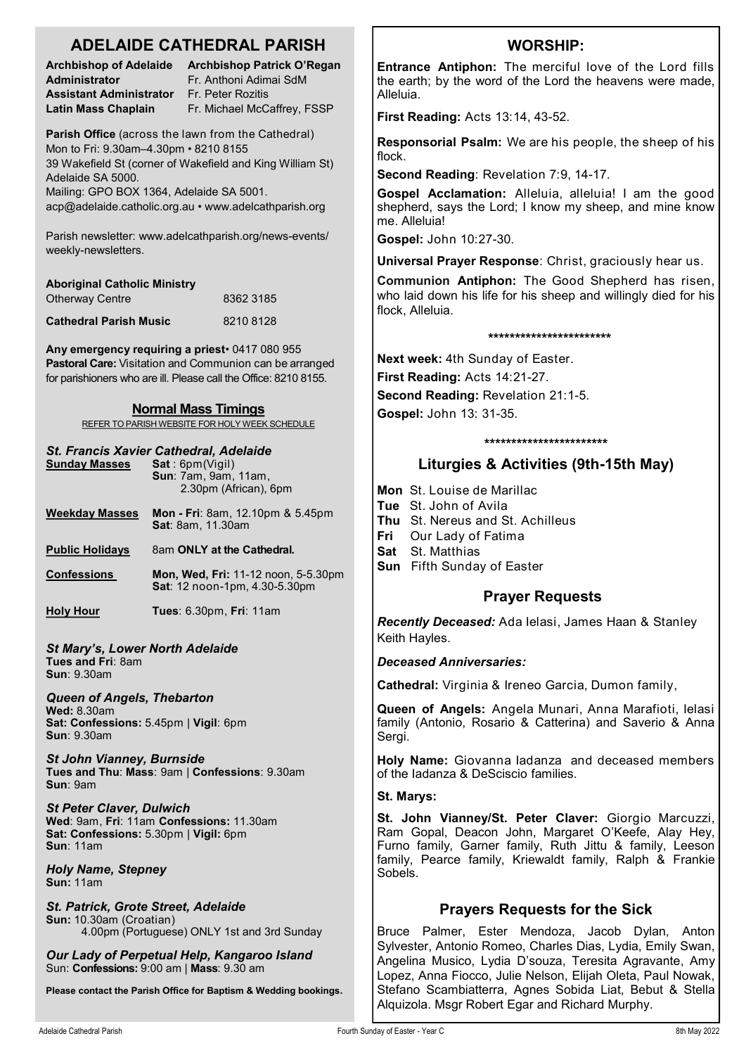## ADELAIDE CATHEDRAL PARISH

| | |
|---|---|
| **Archbishop of Adelaide** | **Archbishop Patrick O'Regan** |
| **Administrator** | Fr. Anthoni Adimai SdM |
| **Assistant Administrator** | Fr. Peter Rozitis |
| **Latin Mass Chaplain** | Fr. Michael McCaffrey, FSSP |

**Parish Office** (across the lawn from the Cathedral)
Mon to Fri: 9.30am–4.30pm • 8210 8155
39 Wakefield St (corner of Wakefield and King William St) Adelaide SA 5000.
Mailing: GPO BOX 1364, Adelaide SA 5001.
acp@adelaide.catholic.org.au • www.adelcathparish.org

Parish newsletter: www.adelcathparish.org/news-events/weekly-newsletters.

**Aboriginal Catholic Ministry**
Otherway Centre 8362 3185

**Cathedral Parish Music** 8210 8128

**Any emergency requiring a priest**• 0417 080 955
**Pastoral Care:** Visitation and Communion can be arranged for parishioners who are ill. Please call the Office: 8210 8155.

### Normal Mass Timings

REFER TO PARISH WEBSITE FOR HOLY WEEK SCHEDULE

#### *St. Francis Xavier Cathedral, Adelaide*

| | |
|---|---|
| **Sunday Masses** | **Sat** : 6pm(Vigil) **Sun**: 7am, 9am, 11am, 2.30pm (African), 6pm |
| **Weekday Masses** | **Mon - Fri**: 8am, 12.10pm & 5.45pm **Sat**: 8am, 11.30am |
| **Public Holidays** | 8am **ONLY at the Cathedral.** |
| **Confessions** | **Mon, Wed, Fri:** 11-12 noon, 5-5.30pm **Sat**: 12 noon-1pm, 4.30-5.30pm |
| **Holy Hour** | **Tues**: 6.30pm, **Fri**: 11am |

***St Mary's, Lower North Adelaide***
**Tues and Fri**: 8am
**Sun**: 9.30am

***Queen of Angels, Thebarton***
**Wed:** 8.30am
**Sat: Confessions:** 5.45pm | **Vigil**: 6pm
**Sun**: 9.30am

***St John Vianney, Burnside***
**Tues and Thu**: **Mass**: 9am | **Confessions**: 9.30am
**Sun**: 9am

***St Peter Claver, Dulwich***
**Wed**: 9am, **Fri**: 11am **Confessions:** 11.30am
**Sat: Confessions:** 5.30pm | **Vigil:** 6pm
**Sun**: 11am

***Holy Name, Stepney***
**Sun:** 11am

***St. Patrick, Grote Street, Adelaide***
**Sun:** 10.30am (Croatian)
4.00pm (Portuguese) ONLY 1st and 3rd Sunday

***Our Lady of Perpetual Help, Kangaroo Island***
Sun: **Confessions:** 9:00 am | **Mass**: 9.30 am

**Please contact the Parish Office for Baptism & Wedding bookings.**

## WORSHIP:

**Entrance Antiphon:** The merciful love of the Lord fills the earth; by the word of the Lord the heavens were made, Alleluia.

**First Reading:** Acts 13:14, 43-52.

**Responsorial Psalm:** We are his people, the sheep of his flock.

**Second Reading**: Revelation 7:9, 14-17.

**Gospel Acclamation:** Alleluia, alleluia! I am the good shepherd, says the Lord; I know my sheep, and mine know me. Alleluia!

**Gospel:** John 10:27-30.

**Universal Prayer Response**: Christ, graciously hear us.

**Communion Antiphon:** The Good Shepherd has risen, who laid down his life for his sheep and willingly died for his flock, Alleluia.

\***********************

**Next week:** 4th Sunday of Easter.

**First Reading:** Acts 14:21-27.

**Second Reading:** Revelation 21:1-5.

**Gospel:** John 13: 31-35.

\***********************

## Liturgies & Activities (9th-15th May)

**Mon** St. Louise de Marillac
**Tue** St. John of Avila
**Thu** St. Nereus and St. Achilleus
**Fri** Our Lady of Fatima
**Sat** St. Matthias
**Sun** Fifth Sunday of Easter

## Prayer Requests

***Recently Deceased:*** Ada Ielasi, James Haan & Stanley Keith Hayles.

***Deceased Anniversaries:***

**Cathedral:** Virginia & Ireneo Garcia, Dumon family,

**Queen of Angels:** Angela Munari, Anna Marafioti, Ielasi family (Antonio, Rosario & Catterina) and Saverio & Anna Sergi.

**Holy Name:** Giovanna Iadanza and deceased members of the Iadanza & DeSciscio families.

**St. Marys:**

**St. John Vianney/St. Peter Claver:** Giorgio Marcuzzi, Ram Gopal, Deacon John, Margaret O'Keefe, Alay Hey, Furno family, Garner family, Ruth Jittu & family, Leeson family, Pearce family, Kriewaldt family, Ralph & Frankie Sobels.

## Prayers Requests for the Sick

Bruce Palmer, Ester Mendoza, Jacob Dylan, Anton Sylvester, Antonio Romeo, Charles Dias, Lydia, Emily Swan, Angelina Musico, Lydia D'souza, Teresita Agravante, Amy Lopez, Anna Fiocco, Julie Nelson, Elijah Oleta, Paul Nowak, Stefano Scambiatterra, Agnes Sobida Liat, Bebut & Stella Alquizola. Msgr Robert Egar and Richard Murphy.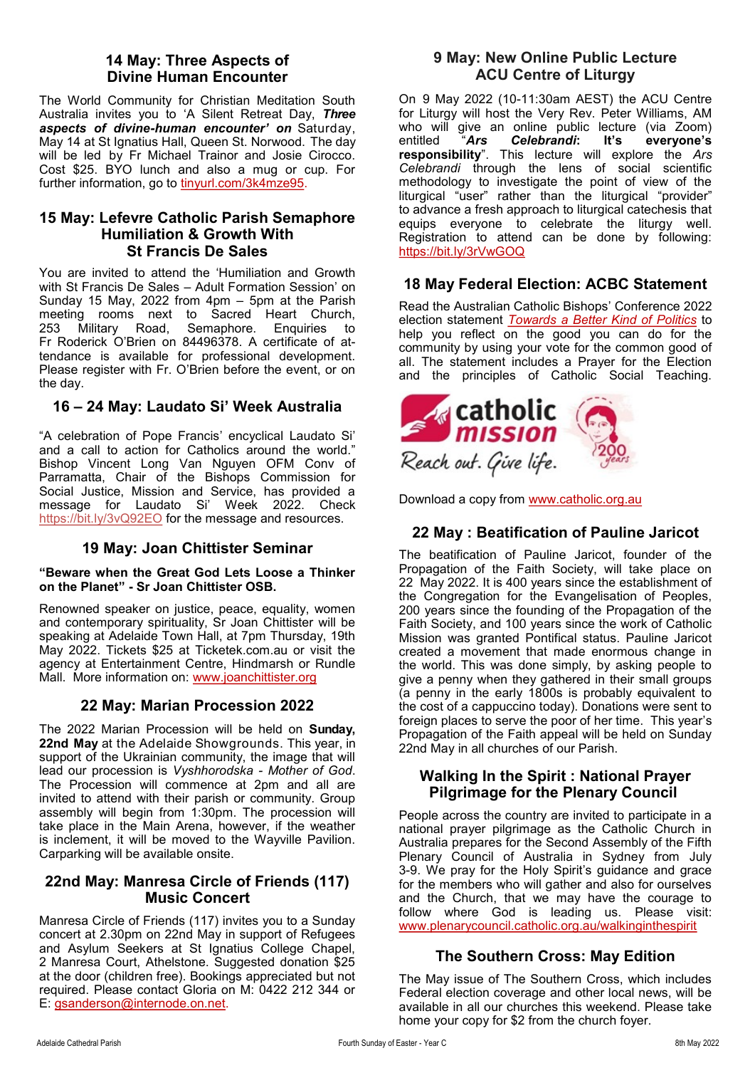## 14 May: Three Aspects of Divine Human Encounter

The World Community for Christian Meditation South Australia invites you to 'A Silent Retreat Day, ***Three aspects of divine-human encounter' on*** Saturday, May 14 at St Ignatius Hall, Queen St. Norwood. The day will be led by Fr Michael Trainor and Josie Cirocco. Cost $25. BYO lunch and also a mug or cup. For further information, go to tinyurl.com/3k4mze95.

## 15 May: Lefevre Catholic Parish Semaphore Humiliation & Growth With St Francis De Sales

You are invited to attend the 'Humiliation and Growth with St Francis De Sales – Adult Formation Session' on Sunday 15 May, 2022 from 4pm – 5pm at the Parish meeting rooms next to Sacred Heart Church, 253 Military Road, Semaphore. Enquiries to Fr Roderick O'Brien on 84496378. A certificate of attendance is available for professional development. Please register with Fr. O'Brien before the event, or on the day.

## 16 – 24 May: Laudato Si' Week Australia

"A celebration of Pope Francis' encyclical Laudato Si' and a call to action for Catholics around the world." Bishop Vincent Long Van Nguyen OFM Conv of Parramatta, Chair of the Bishops Commission for Social Justice, Mission and Service, has provided a message for Laudato Si' Week 2022. Check https://bit.ly/3vQ92EO for the message and resources.

## 19 May: Joan Chittister Seminar

**"Beware when the Great God Lets Loose a Thinker on the Planet" - Sr Joan Chittister OSB.**

Renowned speaker on justice, peace, equality, women and contemporary spirituality, Sr Joan Chittister will be speaking at Adelaide Town Hall, at 7pm Thursday, 19th May 2022. Tickets $25 at Ticketek.com.au or visit the agency at Entertainment Centre, Hindmarsh or Rundle Mall. More information on: www.joanchittister.org

## 22 May: Marian Procession 2022

The 2022 Marian Procession will be held on **Sunday, 22nd May** at the Adelaide Showgrounds. This year, in support of the Ukrainian community, the image that will lead our procession is *Vyshhorodska - Mother of God*. The Procession will commence at 2pm and all are invited to attend with their parish or community. Group assembly will begin from 1:30pm. The procession will take place in the Main Arena, however, if the weather is inclement, it will be moved to the Wayville Pavilion. Carparking will be available onsite.

## 22nd May: Manresa Circle of Friends (117) Music Concert

Manresa Circle of Friends (117) invites you to a Sunday concert at 2.30pm on 22nd May in support of Refugees and Asylum Seekers at St Ignatius College Chapel, 2 Manresa Court, Athelstone. Suggested donation $25 at the door (children free). Bookings appreciated but not required. Please contact Gloria on M: 0422 212 344 or E: gsanderson@internode.on.net.

## 9 May: New Online Public Lecture ACU Centre of Liturgy

On 9 May 2022 (10-11:30am AEST) the ACU Centre for Liturgy will host the Very Rev. Peter Williams, AM who will give an online public lecture (via Zoom) entitled "***Ars Celebrandi*: It's everyone's responsibility**". This lecture will explore the *Ars Celebrandi* through the lens of social scientific methodology to investigate the point of view of the liturgical "user" rather than the liturgical "provider" to advance a fresh approach to liturgical catechesis that equips everyone to celebrate the liturgy well. Registration to attend can be done by following: https://bit.ly/3rVwGOQ

## 18 May Federal Election: ACBC Statement

Read the Australian Catholic Bishops' Conference 2022 election statement *Towards a Better Kind of Politics* to help you reflect on the good you can do for the community by using your vote for the common good of all. The statement includes a Prayer for the Election and the principles of Catholic Social Teaching.

catholic mission

Reach out. Give life.

200 years

Download a copy from www.catholic.org.au

## 22 May : Beatification of Pauline Jaricot

The beatification of Pauline Jaricot, founder of the Propagation of the Faith Society, will take place on 22 May 2022. It is 400 years since the establishment of the Congregation for the Evangelisation of Peoples, 200 years since the founding of the Propagation of the Faith Society, and 100 years since the work of Catholic Mission was granted Pontifical status. Pauline Jaricot created a movement that made enormous change in the world. This was done simply, by asking people to give a penny when they gathered in their small groups (a penny in the early 1800s is probably equivalent to the cost of a cappuccino today). Donations were sent to foreign places to serve the poor of her time. This year's Propagation of the Faith appeal will be held on Sunday 22nd May in all churches of our Parish.

## Walking In the Spirit : National Prayer Pilgrimage for the Plenary Council

People across the country are invited to participate in a national prayer pilgrimage as the Catholic Church in Australia prepares for the Second Assembly of the Fifth Plenary Council of Australia in Sydney from July 3-9. We pray for the Holy Spirit's guidance and grace for the members who will gather and also for ourselves and the Church, that we may have the courage to follow where God is leading us. Please visit: www.plenarycouncil.catholic.org.au/walkinginthespirit

## The Southern Cross: May Edition

The May issue of The Southern Cross, which includes Federal election coverage and other local news, will be available in all our churches this weekend. Please take home your copy for $2 from the church foyer.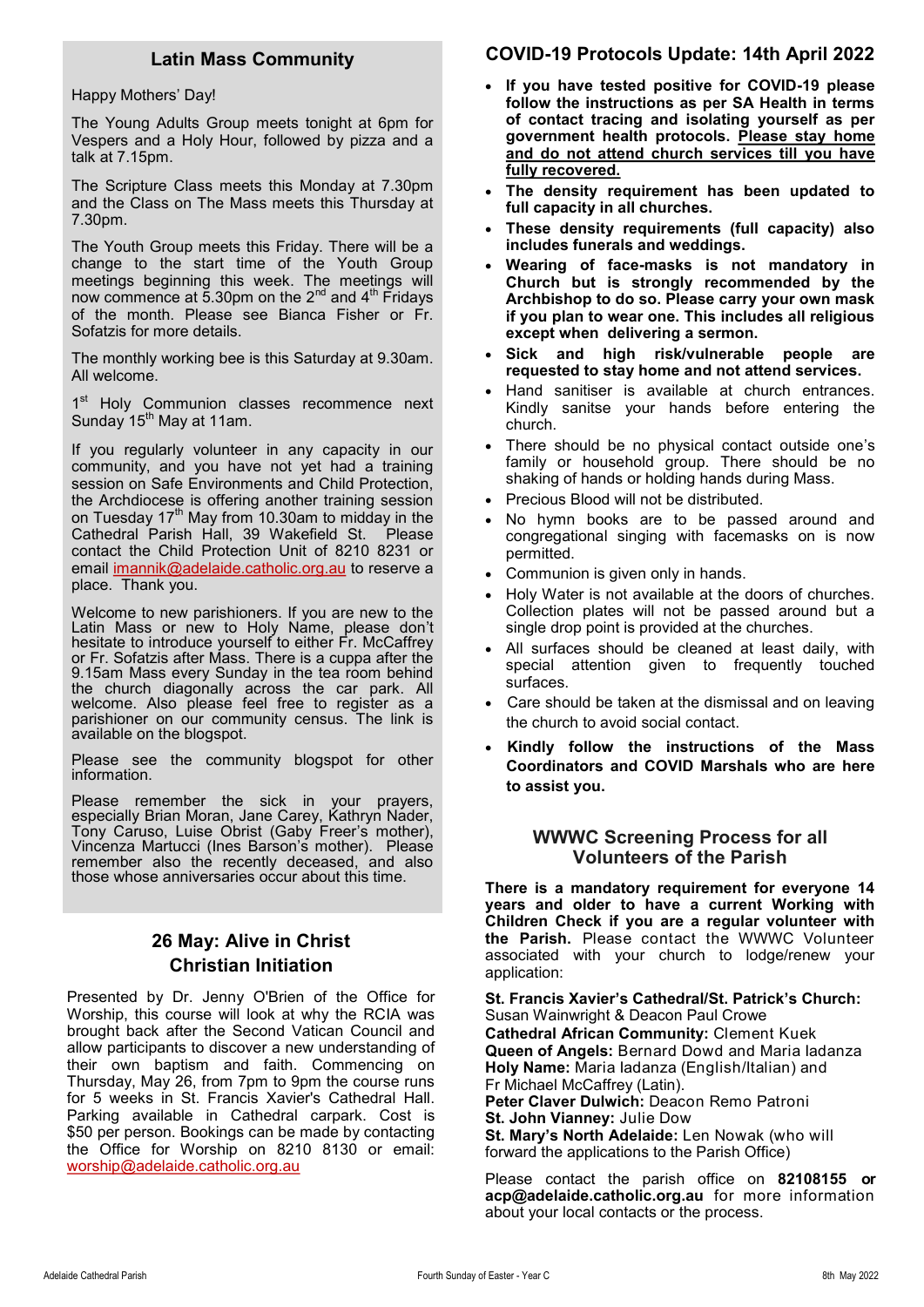## Latin Mass Community

Happy Mothers' Day!

The Young Adults Group meets tonight at 6pm for Vespers and a Holy Hour, followed by pizza and a talk at 7.15pm.

The Scripture Class meets this Monday at 7.30pm and the Class on The Mass meets this Thursday at 7.30pm.

The Youth Group meets this Friday. There will be a change to the start time of the Youth Group meetings beginning this week. The meetings will now commence at 5.30pm on the 2nd and 4th Fridays of the month. Please see Bianca Fisher or Fr. Sofatzis for more details.

The monthly working bee is this Saturday at 9.30am. All welcome.

1st Holy Communion classes recommence next Sunday 15th May at 11am.

If you regularly volunteer in any capacity in our community, and you have not yet had a training session on Safe Environments and Child Protection, the Archdiocese is offering another training session on Tuesday 17th May from 10.30am to midday in the Cathedral Parish Hall, 39 Wakefield St. Please contact the Child Protection Unit of 8210 8231 or email imannik@adelaide.catholic.org.au to reserve a place. Thank you.

Welcome to new parishioners. If you are new to the Latin Mass or new to Holy Name, please don't hesitate to introduce yourself to either Fr. McCaffrey or Fr. Sofatzis after Mass. There is a cuppa after the 9.15am Mass every Sunday in the tea room behind the church diagonally across the car park. All welcome. Also please feel free to register as a parishioner on our community census. The link is available on the blogspot.

Please see the community blogspot for other information.

Please remember the sick in your prayers, especially Brian Moran, Jane Carey, Kathryn Nader, Tony Caruso, Luise Obrist (Gaby Freer's mother), Vincenza Martucci (Ines Barson's mother). Please remember also the recently deceased, and also those whose anniversaries occur about this time.

## 26 May: Alive in Christ Christian Initiation

Presented by Dr. Jenny O'Brien of the Office for Worship, this course will look at why the RCIA was brought back after the Second Vatican Council and allow participants to discover a new understanding of their own baptism and faith. Commencing on Thursday, May 26, from 7pm to 9pm the course runs for 5 weeks in St. Francis Xavier's Cathedral Hall. Parking available in Cathedral carpark. Cost is $50 per person. Bookings can be made by contacting the Office for Worship on 8210 8130 or email: worship@adelaide.catholic.org.au

## COVID-19 Protocols Update: 14th April 2022

- **If you have tested positive for COVID-19 please follow the instructions as per SA Health in terms of contact tracing and isolating yourself as per government health protocols. Please stay home and do not attend church services till you have fully recovered.**
- **The density requirement has been updated to full capacity in all churches.**
- **These density requirements (full capacity) also includes funerals and weddings.**
- **Wearing of face-masks is not mandatory in Church but is strongly recommended by the Archbishop to do so. Please carry your own mask if you plan to wear one. This includes all religious except when delivering a sermon.**
- **Sick and high risk/vulnerable people are requested to stay home and not attend services.**
- Hand sanitiser is available at church entrances. Kindly sanitse your hands before entering the church.
- There should be no physical contact outside one's family or household group. There should be no shaking of hands or holding hands during Mass.
- Precious Blood will not be distributed.
- No hymn books are to be passed around and congregational singing with facemasks on is now permitted.
- Communion is given only in hands.
- Holy Water is not available at the doors of churches. Collection plates will not be passed around but a single drop point is provided at the churches.
- All surfaces should be cleaned at least daily, with special attention given to frequently touched surfaces.
- Care should be taken at the dismissal and on leaving the church to avoid social contact.
- **Kindly follow the instructions of the Mass Coordinators and COVID Marshals who are here to assist you.**

## WWWC Screening Process for all Volunteers of the Parish

**There is a mandatory requirement for everyone 14 years and older to have a current Working with Children Check if you are a regular volunteer with the Parish.** Please contact the WWWC Volunteer associated with your church to lodge/renew your application:

**St. Francis Xavier's Cathedral/St. Patrick's Church:** Susan Wainwright & Deacon Paul Crowe
**Cathedral African Community:** Clement Kuek
**Queen of Angels:** Bernard Dowd and Maria Iadanza
**Holy Name:** Maria Iadanza (English/Italian) and Fr Michael McCaffrey (Latin).
**Peter Claver Dulwich:** Deacon Remo Patroni
**St. John Vianney:** Julie Dow
**St. Mary's North Adelaide:** Len Nowak (who will forward the applications to the Parish Office)

Please contact the parish office on **82108155 or acp@adelaide.catholic.org.au** for more information about your local contacts or the process.